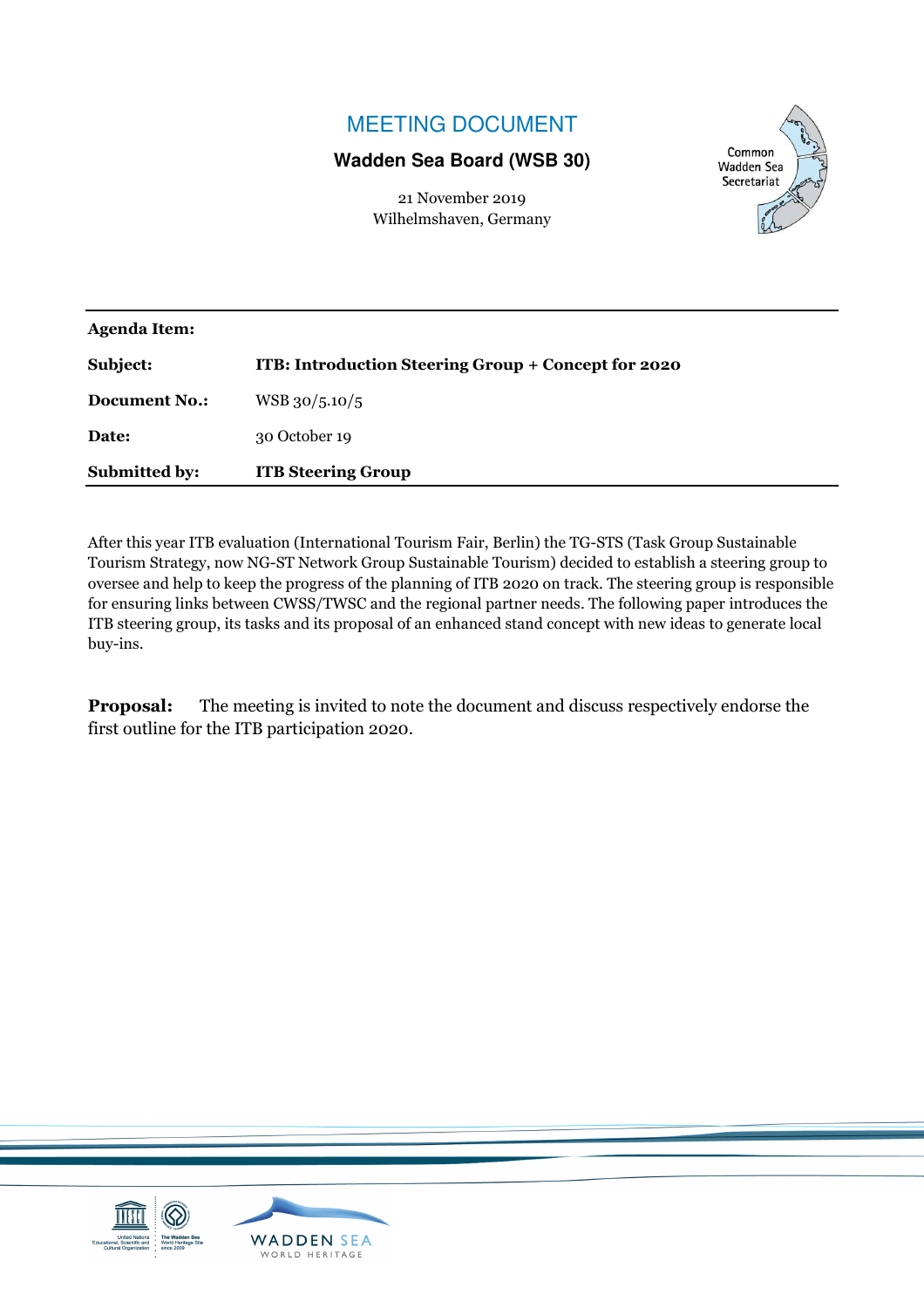# MEETING DOCUMENT

**Wadden Sea Board (WSB 30)**

21 November 2019
Wilhelmshaven, Germany

Common Wadden Sea Secretariat

| | |
|---|---|
| **Agenda Item:** | |
| **Subject:** | **ITB: Introduction Steering Group + Concept for 2020** |
| **Document No.:** | WSB 30/5.10/5 |
| **Date:** | 30 October 19 |
| **Submitted by:** | **ITB Steering Group** |

After this year ITB evaluation (International Tourism Fair, Berlin) the TG-STS (Task Group Sustainable Tourism Strategy, now NG-ST Network Group Sustainable Tourism) decided to establish a steering group to oversee and help to keep the progress of the planning of ITB 2020 on track. The steering group is responsible for ensuring links between CWSS/TWSC and the regional partner needs. The following paper introduces the ITB steering group, its tasks and its proposal of an enhanced stand concept with new ideas to generate local buy-ins.

**Proposal:** The meeting is invited to note the document and discuss respectively endorse the first outline for the ITB participation 2020.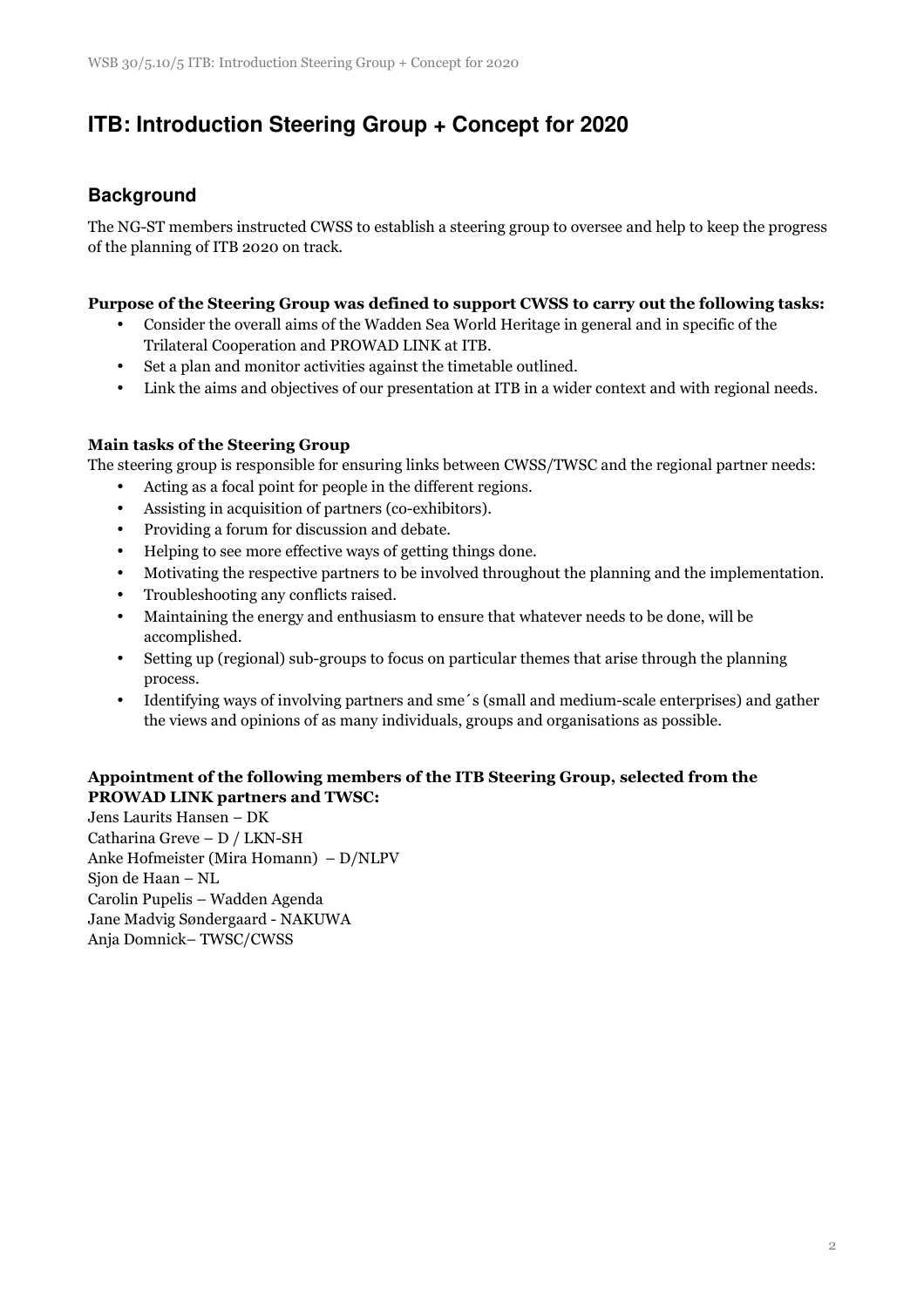# ITB: Introduction Steering Group + Concept for 2020

## Background

The NG-ST members instructed CWSS to establish a steering group to oversee and help to keep the progress of the planning of ITB 2020 on track.

**Purpose of the Steering Group was defined to support CWSS to carry out the following tasks:**

- Consider the overall aims of the Wadden Sea World Heritage in general and in specific of the Trilateral Cooperation and PROWAD LINK at ITB.
- Set a plan and monitor activities against the timetable outlined.
- Link the aims and objectives of our presentation at ITB in a wider context and with regional needs.

**Main tasks of the Steering Group**

The steering group is responsible for ensuring links between CWSS/TWSC and the regional partner needs:

- Acting as a focal point for people in the different regions.
- Assisting in acquisition of partners (co-exhibitors).
- Providing a forum for discussion and debate.
- Helping to see more effective ways of getting things done.
- Motivating the respective partners to be involved throughout the planning and the implementation.
- Troubleshooting any conflicts raised.
- Maintaining the energy and enthusiasm to ensure that whatever needs to be done, will be accomplished.
- Setting up (regional) sub-groups to focus on particular themes that arise through the planning process.
- Identifying ways of involving partners and sme´s (small and medium-scale enterprises) and gather the views and opinions of as many individuals, groups and organisations as possible.

**Appointment of the following members of the ITB Steering Group, selected from the PROWAD LINK partners and TWSC:**

Jens Laurits Hansen – DK
Catharina Greve – D / LKN-SH
Anke Hofmeister (Mira Homann) – D/NLPV
Sjon de Haan – NL
Carolin Pupelis – Wadden Agenda
Jane Madvig Søndergaard - NAKUWA
Anja Domnick– TWSC/CWSS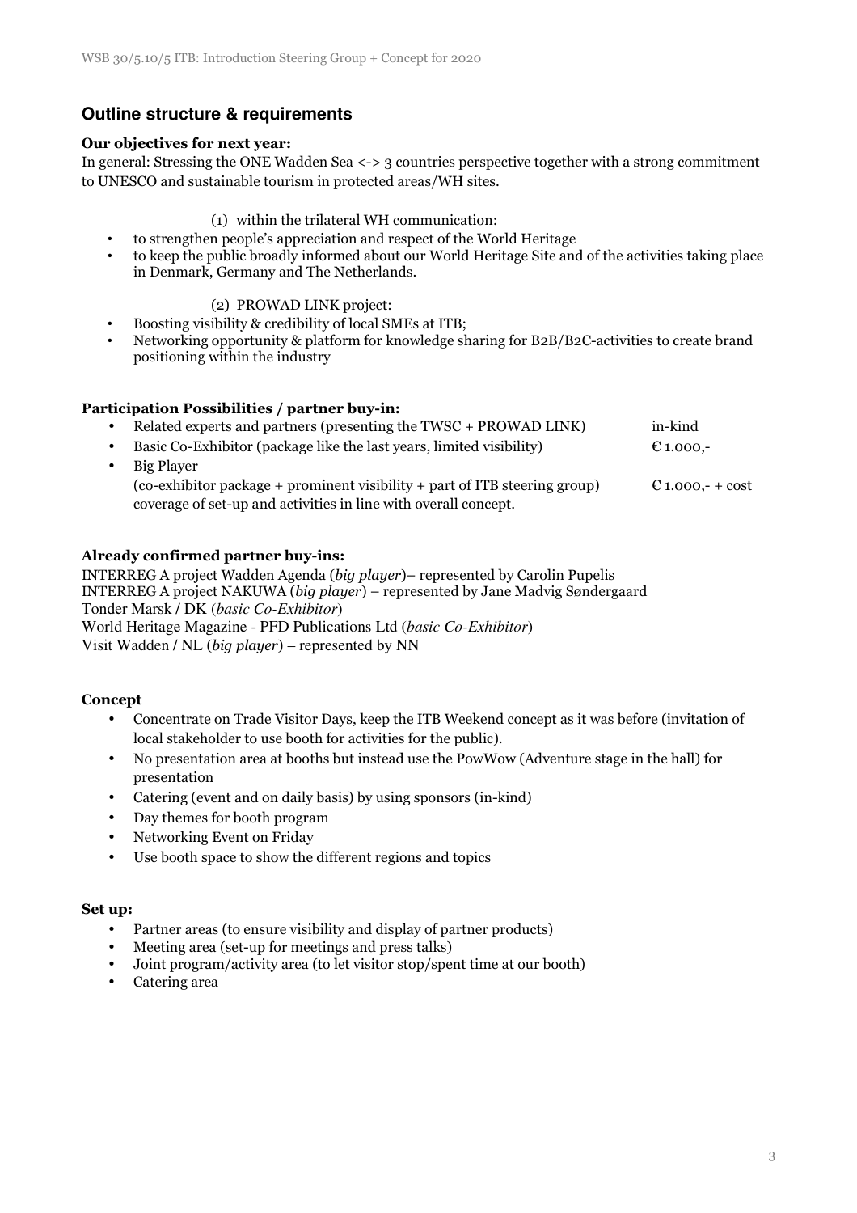## Outline structure & requirements

**Our objectives for next year:**

In general: Stressing the ONE Wadden Sea <-> 3 countries perspective together with a strong commitment to UNESCO and sustainable tourism in protected areas/WH sites.

(1) within the trilateral WH communication:

- to strengthen people's appreciation and respect of the World Heritage
- to keep the public broadly informed about our World Heritage Site and of the activities taking place in Denmark, Germany and The Netherlands.

(2) PROWAD LINK project:

- Boosting visibility & credibility of local SMEs at ITB;
- Networking opportunity & platform for knowledge sharing for B2B/B2C-activities to create brand positioning within the industry

**Participation Possibilities / partner buy-in:**

- Related experts and partners (presenting the TWSC + PROWAD LINK) — in-kind
- Basic Co-Exhibitor (package like the last years, limited visibility) — € 1.000,-
- Big Player
  (co-exhibitor package + prominent visibility + part of ITB steering group) — € 1.000,- + cost coverage of set-up and activities in line with overall concept.

**Already confirmed partner buy-ins:**

INTERREG A project Wadden Agenda (*big player*)– represented by Carolin Pupelis
INTERREG A project NAKUWA (*big player*) – represented by Jane Madvig Søndergaard
Tonder Marsk / DK (*basic Co-Exhibitor*)
World Heritage Magazine - PFD Publications Ltd (*basic Co-Exhibitor*)
Visit Wadden / NL (*big player*) – represented by NN

**Concept**

- Concentrate on Trade Visitor Days, keep the ITB Weekend concept as it was before (invitation of local stakeholder to use booth for activities for the public).
- No presentation area at booths but instead use the PowWow (Adventure stage in the hall) for presentation
- Catering (event and on daily basis) by using sponsors (in-kind)
- Day themes for booth program
- Networking Event on Friday
- Use booth space to show the different regions and topics

**Set up:**

- Partner areas (to ensure visibility and display of partner products)
- Meeting area (set-up for meetings and press talks)
- Joint program/activity area (to let visitor stop/spent time at our booth)
- Catering area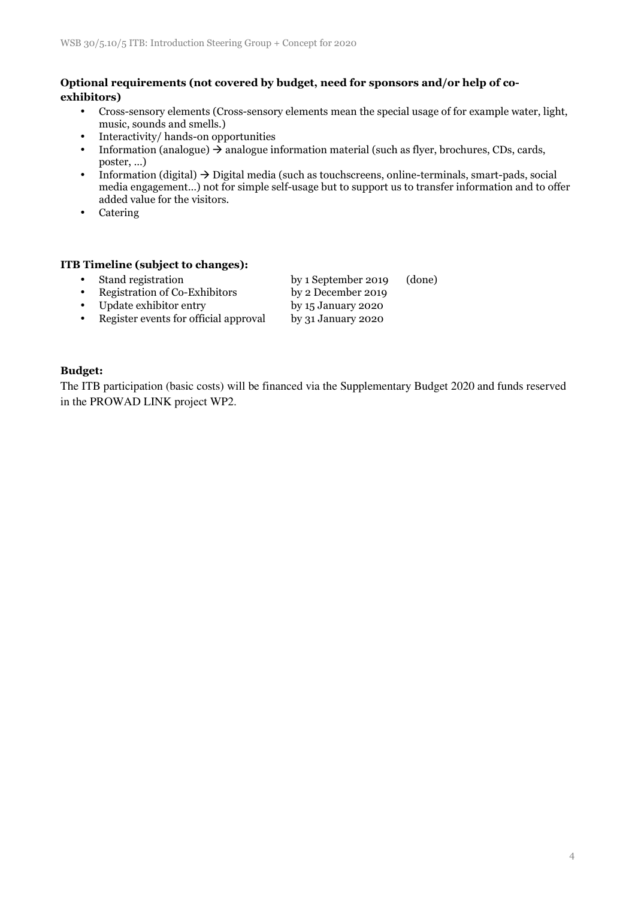**Optional requirements (not covered by budget, need for sponsors and/or help of co-exhibitors)**

- Cross-sensory elements (Cross-sensory elements mean the special usage of for example water, light, music, sounds and smells.)
- Interactivity/ hands-on opportunities
- Information (analogue) → analogue information material (such as flyer, brochures, CDs, cards, poster, …)
- Information (digital) → Digital media (such as touchscreens, online-terminals, smart-pads, social media engagement…) not for simple self-usage but to support us to transfer information and to offer added value for the visitors.
- Catering

**ITB Timeline (subject to changes):**

- Stand registration by 1 September 2019 (done)
- Registration of Co-Exhibitors by 2 December 2019
- Update exhibitor entry by 15 January 2020
- Register events for official approval by 31 January 2020

**Budget:**

The ITB participation (basic costs) will be financed via the Supplementary Budget 2020 and funds reserved in the PROWAD LINK project WP2.